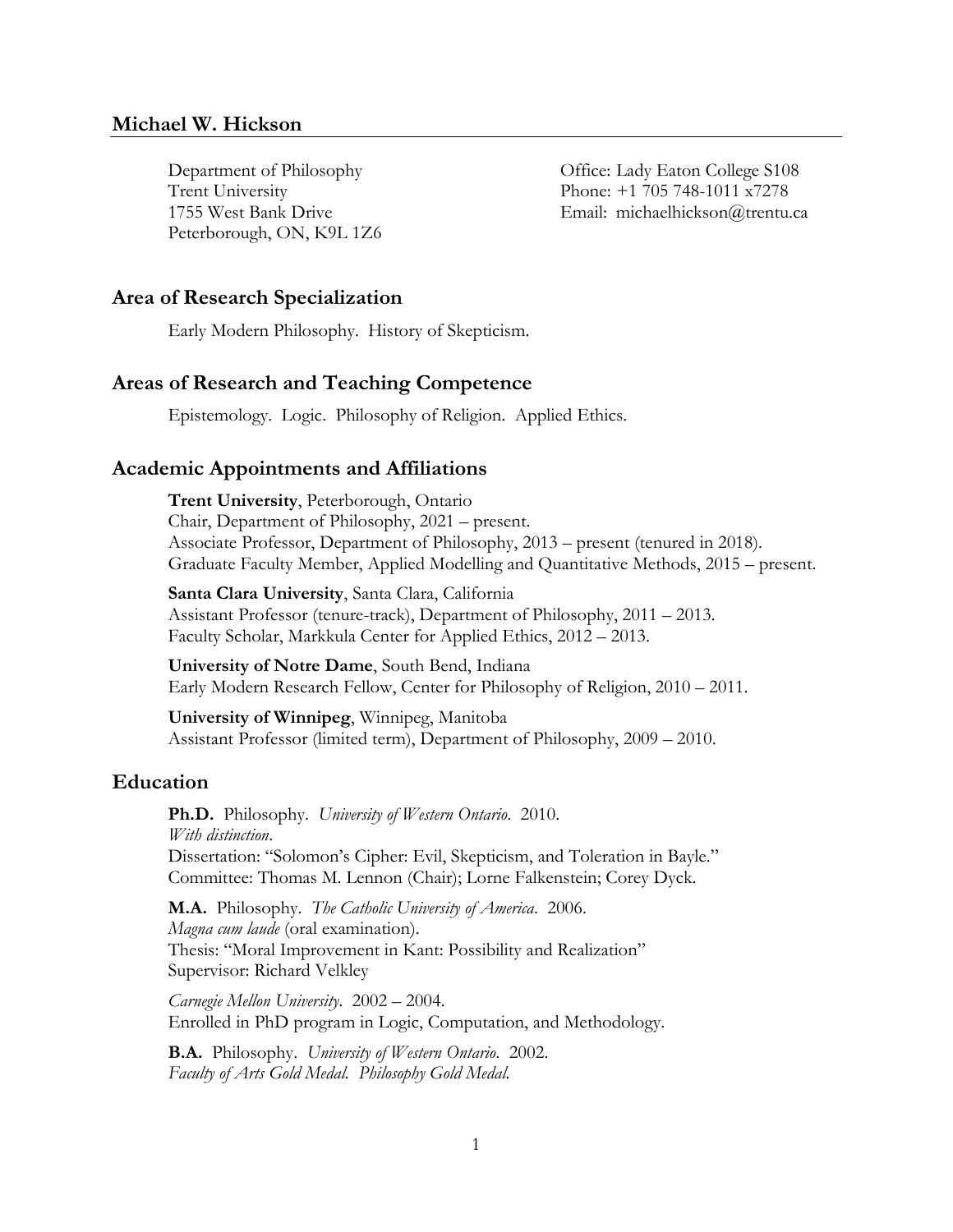# Michael W. Hickson

Department of Philosophy
Trent University
1755 West Bank Drive
Peterborough, ON, K9L 1Z6

Office: Lady Eaton College S108
Phone: +1 705 748-1011 x7278
Email: michaelhickson@trentu.ca

## Area of Research Specialization

Early Modern Philosophy. History of Skepticism.

## Areas of Research and Teaching Competence

Epistemology. Logic. Philosophy of Religion. Applied Ethics.

## Academic Appointments and Affiliations

**Trent University**, Peterborough, Ontario
Chair, Department of Philosophy, 2021 – present.
Associate Professor, Department of Philosophy, 2013 – present (tenured in 2018).
Graduate Faculty Member, Applied Modelling and Quantitative Methods, 2015 – present.

**Santa Clara University**, Santa Clara, California
Assistant Professor (tenure-track), Department of Philosophy, 2011 – 2013.
Faculty Scholar, Markkula Center for Applied Ethics, 2012 – 2013.

**University of Notre Dame**, South Bend, Indiana
Early Modern Research Fellow, Center for Philosophy of Religion, 2010 – 2011.

**University of Winnipeg**, Winnipeg, Manitoba
Assistant Professor (limited term), Department of Philosophy, 2009 – 2010.

## Education

**Ph.D.** Philosophy. *University of Western Ontario*. 2010.
*With distinction*.
Dissertation: "Solomon's Cipher: Evil, Skepticism, and Toleration in Bayle."
Committee: Thomas M. Lennon (Chair); Lorne Falkenstein; Corey Dyck.

**M.A.** Philosophy. *The Catholic University of America*. 2006.
*Magna cum laude* (oral examination).
Thesis: "Moral Improvement in Kant: Possibility and Realization"
Supervisor: Richard Velkley

*Carnegie Mellon University*. 2002 – 2004.
Enrolled in PhD program in Logic, Computation, and Methodology.

**B.A.** Philosophy. *University of Western Ontario*. 2002.
*Faculty of Arts Gold Medal. Philosophy Gold Medal.*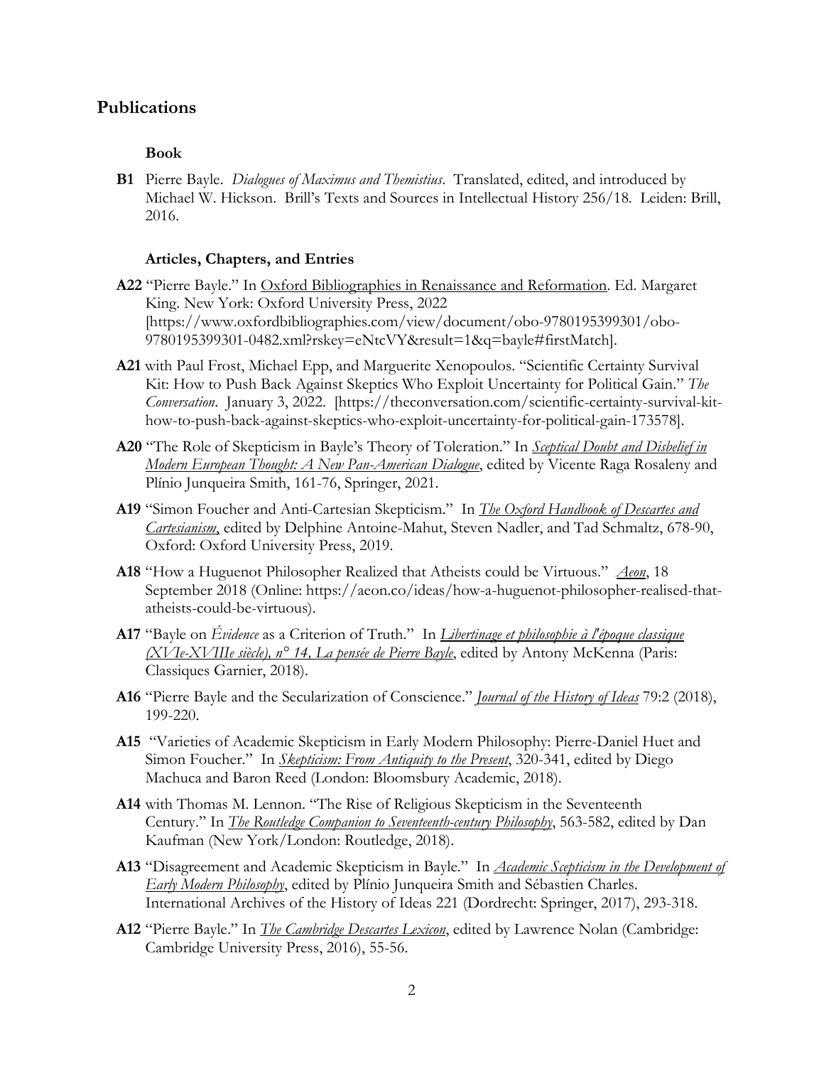## Publications

### Book

**B1** Pierre Bayle. *Dialogues of Maximus and Themistius*. Translated, edited, and introduced by Michael W. Hickson. Brill's Texts and Sources in Intellectual History 256/18. Leiden: Brill, 2016.

### Articles, Chapters, and Entries

**A22** "Pierre Bayle." In Oxford Bibliographies in Renaissance and Reformation. Ed. Margaret King. New York: Oxford University Press, 2022 [https://www.oxfordbibliographies.com/view/document/obo-9780195399301/obo-9780195399301-0482.xml?rskey=eNtcVY&result=1&q=bayle#firstMatch].

**A21** with Paul Frost, Michael Epp, and Marguerite Xenopoulos. "Scientific Certainty Survival Kit: How to Push Back Against Skeptics Who Exploit Uncertainty for Political Gain." *The Conversation*. January 3, 2022. [https://theconversation.com/scientific-certainty-survival-kit-how-to-push-back-against-skeptics-who-exploit-uncertainty-for-political-gain-173578].

**A20** "The Role of Skepticism in Bayle's Theory of Toleration." In *Sceptical Doubt and Disbelief in Modern European Thought: A New Pan-American Dialogue*, edited by Vicente Raga Rosaleny and Plínio Junqueira Smith, 161-76, Springer, 2021.

**A19** "Simon Foucher and Anti-Cartesian Skepticism." In *The Oxford Handbook of Descartes and Cartesianism*, edited by Delphine Antoine-Mahut, Steven Nadler, and Tad Schmaltz, 678-90, Oxford: Oxford University Press, 2019.

**A18** "How a Huguenot Philosopher Realized that Atheists could be Virtuous." *Aeon*, 18 September 2018 (Online: https://aeon.co/ideas/how-a-huguenot-philosopher-realised-that-atheists-could-be-virtuous).

**A17** "Bayle on *Évidence* as a Criterion of Truth." In *Libertinage et philosophie à l'époque classique (XVIe-XVIIIe siècle), n° 14, La pensée de Pierre Bayle*, edited by Antony McKenna (Paris: Classiques Garnier, 2018).

**A16** "Pierre Bayle and the Secularization of Conscience." *Journal of the History of Ideas* 79:2 (2018), 199-220.

**A15** "Varieties of Academic Skepticism in Early Modern Philosophy: Pierre-Daniel Huet and Simon Foucher." In *Skepticism: From Antiquity to the Present*, 320-341, edited by Diego Machuca and Baron Reed (London: Bloomsbury Academic, 2018).

**A14** with Thomas M. Lennon. "The Rise of Religious Skepticism in the Seventeenth Century." In *The Routledge Companion to Seventeenth-century Philosophy*, 563-582, edited by Dan Kaufman (New York/London: Routledge, 2018).

**A13** "Disagreement and Academic Skepticism in Bayle." In *Academic Scepticism in the Development of Early Modern Philosophy*, edited by Plínio Junqueira Smith and Sébastien Charles. International Archives of the History of Ideas 221 (Dordrecht: Springer, 2017), 293-318.

**A12** "Pierre Bayle." In *The Cambridge Descartes Lexicon*, edited by Lawrence Nolan (Cambridge: Cambridge University Press, 2016), 55-56.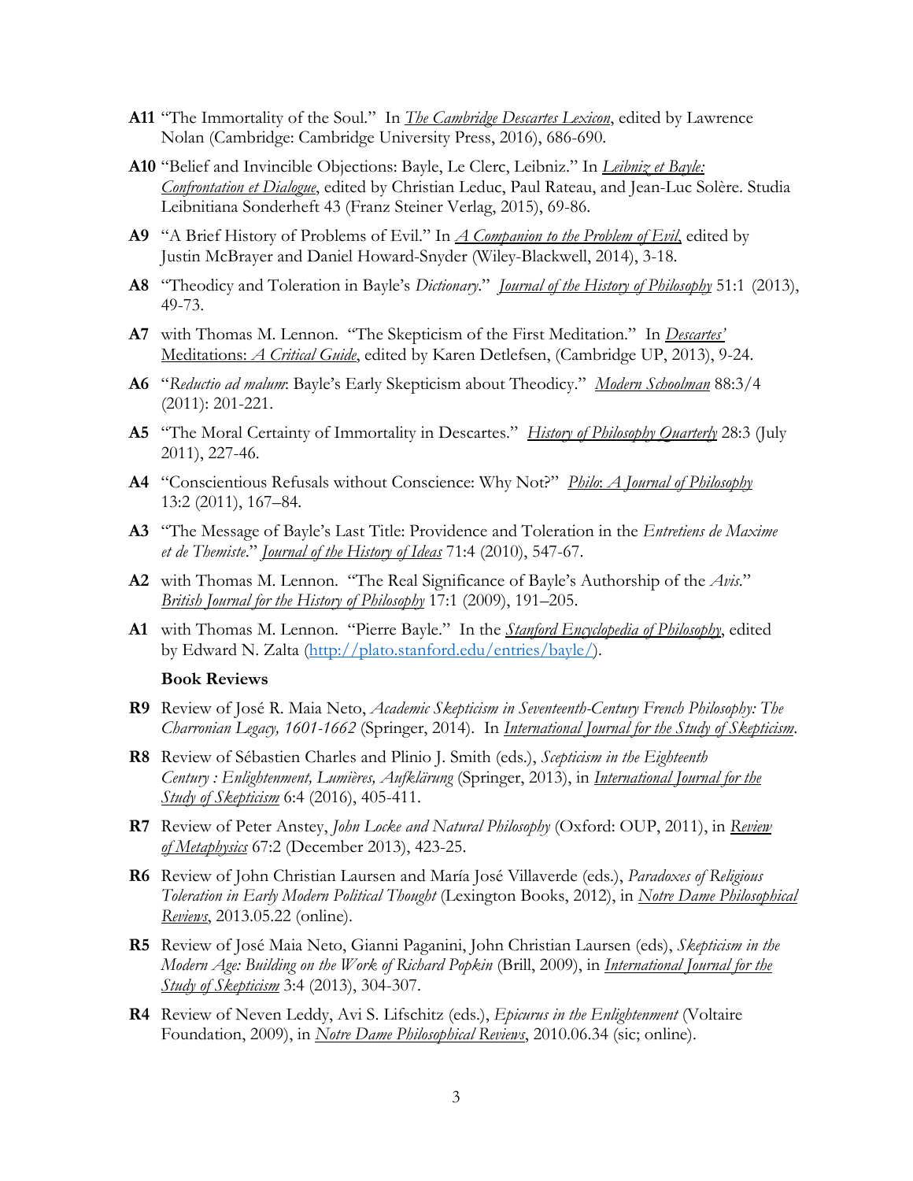**A11** "The Immortality of the Soul." In *The Cambridge Descartes Lexicon*, edited by Lawrence Nolan (Cambridge: Cambridge University Press, 2016), 686-690.

**A10** "Belief and Invincible Objections: Bayle, Le Clerc, Leibniz." In *Leibniz et Bayle: Confrontation et Dialogue*, edited by Christian Leduc, Paul Rateau, and Jean-Luc Solère. Studia Leibnitiana Sonderheft 43 (Franz Steiner Verlag, 2015), 69-86.

**A9** "A Brief History of Problems of Evil." In *A Companion to the Problem of Evil*, edited by Justin McBrayer and Daniel Howard-Snyder (Wiley-Blackwell, 2014), 3-18.

**A8** "Theodicy and Toleration in Bayle's *Dictionary*." *Journal of the History of Philosophy* 51:1 (2013), 49-73.

**A7** with Thomas M. Lennon. "The Skepticism of the First Meditation." In *Descartes'* Meditations: *A Critical Guide*, edited by Karen Detlefsen, (Cambridge UP, 2013), 9-24.

**A6** "*Reductio ad malum*: Bayle's Early Skepticism about Theodicy." *Modern Schoolman* 88:3/4 (2011): 201-221.

**A5** "The Moral Certainty of Immortality in Descartes." *History of Philosophy Quarterly* 28:3 (July 2011), 227-46.

**A4** "Conscientious Refusals without Conscience: Why Not?" *Philo: A Journal of Philosophy* 13:2 (2011), 167–84.

**A3** "The Message of Bayle's Last Title: Providence and Toleration in the *Entretiens de Maxime et de Themiste*." *Journal of the History of Ideas* 71:4 (2010), 547-67.

**A2** with Thomas M. Lennon. "The Real Significance of Bayle's Authorship of the *Avis*." *British Journal for the History of Philosophy* 17:1 (2009), 191–205.

**A1** with Thomas M. Lennon. "Pierre Bayle." In the *Stanford Encyclopedia of Philosophy*, edited by Edward N. Zalta (http://plato.stanford.edu/entries/bayle/).

### Book Reviews

**R9** Review of José R. Maia Neto, *Academic Skepticism in Seventeenth-Century French Philosophy: The Charronian Legacy, 1601-1662* (Springer, 2014). In *International Journal for the Study of Skepticism*.

**R8** Review of Sébastien Charles and Plinio J. Smith (eds.), *Scepticism in the Eighteenth Century : Enlightenment, Lumières, Aufklärung* (Springer, 2013), in *International Journal for the Study of Skepticism* 6:4 (2016), 405-411.

**R7** Review of Peter Anstey, *John Locke and Natural Philosophy* (Oxford: OUP, 2011), in *Review of Metaphysics* 67:2 (December 2013), 423-25.

**R6** Review of John Christian Laursen and María José Villaverde (eds.), *Paradoxes of Religious Toleration in Early Modern Political Thought* (Lexington Books, 2012), in *Notre Dame Philosophical Reviews*, 2013.05.22 (online).

**R5** Review of José Maia Neto, Gianni Paganini, John Christian Laursen (eds), *Skepticism in the Modern Age: Building on the Work of Richard Popkin* (Brill, 2009), in *International Journal for the Study of Skepticism* 3:4 (2013), 304-307.

**R4** Review of Neven Leddy, Avi S. Lifschitz (eds.), *Epicurus in the Enlightenment* (Voltaire Foundation, 2009), in *Notre Dame Philosophical Reviews*, 2010.06.34 (sic; online).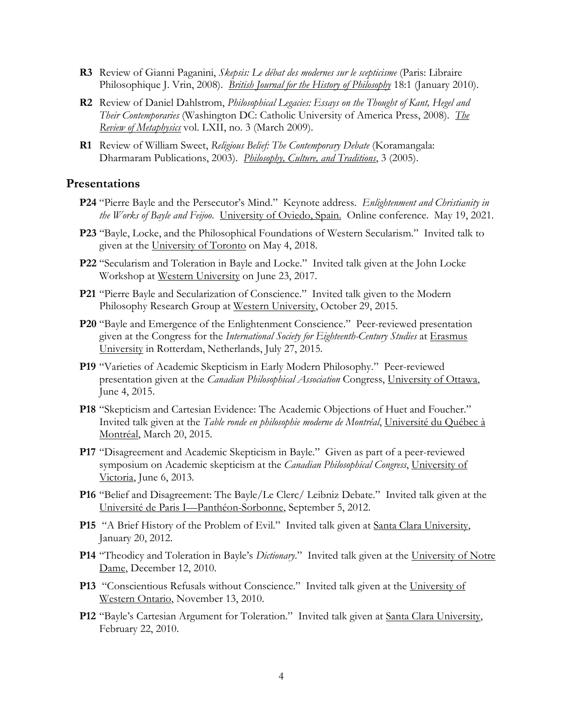**R3** Review of Gianni Paganini, *Skepsis: Le débat des modernes sur le scepticisme* (Paris: Libraire Philosophique J. Vrin, 2008). *British Journal for the History of Philosophy* 18:1 (January 2010).

**R2** Review of Daniel Dahlstrom, *Philosophical Legacies: Essays on the Thought of Kant, Hegel and Their Contemporaries* (Washington DC: Catholic University of America Press, 2008). *The Review of Metaphysics* vol. LXII, no. 3 (March 2009).

**R1** Review of William Sweet, *Religious Belief: The Contemporary Debate* (Koramangala: Dharmaram Publications, 2003). *Philosophy, Culture, and Traditions*, 3 (2005).

## Presentations

**P24** "Pierre Bayle and the Persecutor's Mind." Keynote address. *Enlightenment and Christianity in the Works of Bayle and Feijoo*. University of Oviedo, Spain. Online conference. May 19, 2021.

**P23** "Bayle, Locke, and the Philosophical Foundations of Western Secularism." Invited talk to given at the University of Toronto on May 4, 2018.

**P22** "Secularism and Toleration in Bayle and Locke." Invited talk given at the John Locke Workshop at Western University on June 23, 2017.

**P21** "Pierre Bayle and Secularization of Conscience." Invited talk given to the Modern Philosophy Research Group at Western University, October 29, 2015.

**P20** "Bayle and Emergence of the Enlightenment Conscience." Peer-reviewed presentation given at the Congress for the *International Society for Eighteenth-Century Studies* at Erasmus University in Rotterdam, Netherlands, July 27, 2015.

**P19** "Varieties of Academic Skepticism in Early Modern Philosophy." Peer-reviewed presentation given at the *Canadian Philosophical Association* Congress, University of Ottawa, June 4, 2015.

**P18** "Skepticism and Cartesian Evidence: The Academic Objections of Huet and Foucher." Invited talk given at the *Table ronde en philosophie moderne de Montréal*, Université du Québec à Montréal, March 20, 2015.

**P17** "Disagreement and Academic Skepticism in Bayle." Given as part of a peer-reviewed symposium on Academic skepticism at the *Canadian Philosophical Congress*, University of Victoria, June 6, 2013.

**P16** "Belief and Disagreement: The Bayle/Le Clerc/ Leibniz Debate." Invited talk given at the Université de Paris I—Panthéon-Sorbonne, September 5, 2012.

**P15** "A Brief History of the Problem of Evil." Invited talk given at Santa Clara University, January 20, 2012.

**P14** "Theodicy and Toleration in Bayle's *Dictionary*." Invited talk given at the University of Notre Dame, December 12, 2010.

**P13** "Conscientious Refusals without Conscience." Invited talk given at the University of Western Ontario, November 13, 2010.

**P12** "Bayle's Cartesian Argument for Toleration." Invited talk given at Santa Clara University, February 22, 2010.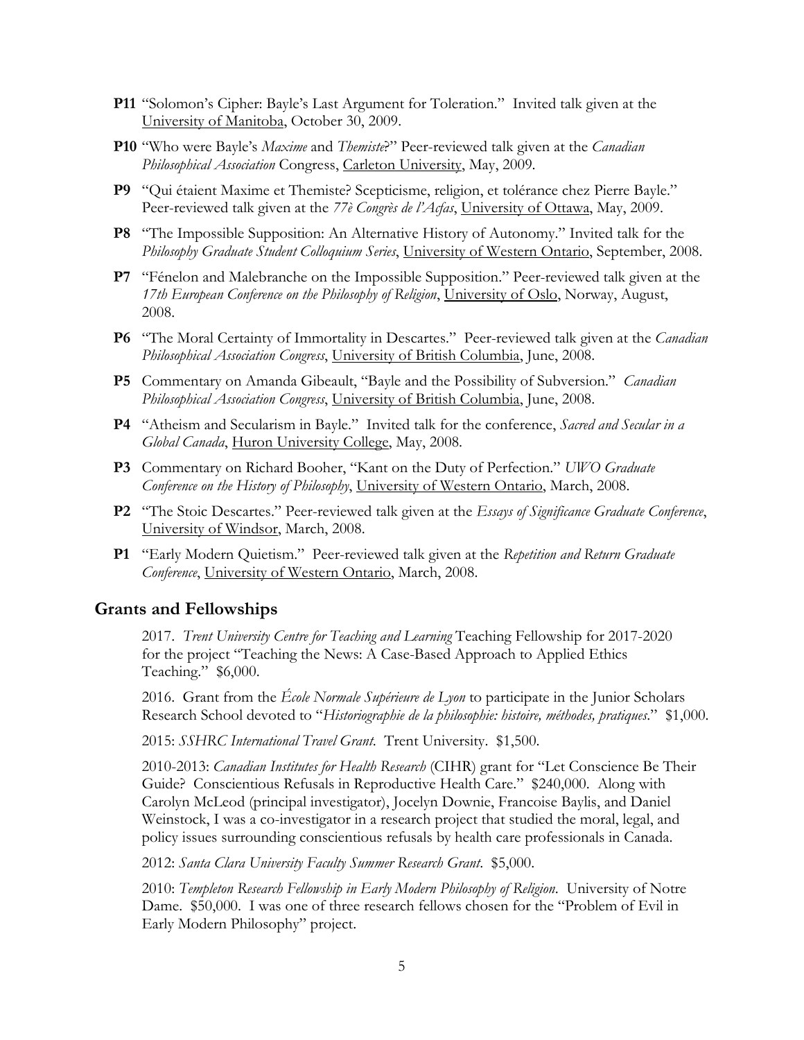**P11** "Solomon's Cipher: Bayle's Last Argument for Toleration." Invited talk given at the University of Manitoba, October 30, 2009.

**P10** "Who were Bayle's *Maxime* and *Themiste*?" Peer-reviewed talk given at the *Canadian Philosophical Association* Congress, Carleton University, May, 2009.

**P9** "Qui étaient Maxime et Themiste? Scepticisme, religion, et tolérance chez Pierre Bayle." Peer-reviewed talk given at the *77è Congrès de l'Acfas*, University of Ottawa, May, 2009.

**P8** "The Impossible Supposition: An Alternative History of Autonomy." Invited talk for the *Philosophy Graduate Student Colloquium Series*, University of Western Ontario, September, 2008.

**P7** "Fénelon and Malebranche on the Impossible Supposition." Peer-reviewed talk given at the *17th European Conference on the Philosophy of Religion*, University of Oslo, Norway, August, 2008.

**P6** "The Moral Certainty of Immortality in Descartes." Peer-reviewed talk given at the *Canadian Philosophical Association Congress*, University of British Columbia, June, 2008.

**P5** Commentary on Amanda Gibeault, "Bayle and the Possibility of Subversion." *Canadian Philosophical Association Congress*, University of British Columbia, June, 2008.

**P4** "Atheism and Secularism in Bayle." Invited talk for the conference, *Sacred and Secular in a Global Canada*, Huron University College, May, 2008.

**P3** Commentary on Richard Booher, "Kant on the Duty of Perfection." *UWO Graduate Conference on the History of Philosophy*, University of Western Ontario, March, 2008.

**P2** "The Stoic Descartes." Peer-reviewed talk given at the *Essays of Significance Graduate Conference*, University of Windsor, March, 2008.

**P1** "Early Modern Quietism." Peer-reviewed talk given at the *Repetition and Return Graduate Conference*, University of Western Ontario, March, 2008.

## Grants and Fellowships

2017. *Trent University Centre for Teaching and Learning* Teaching Fellowship for 2017-2020 for the project "Teaching the News: A Case-Based Approach to Applied Ethics Teaching." $6,000.

2016. Grant from the *École Normale Supérieure de Lyon* to participate in the Junior Scholars Research School devoted to "*Historiographie de la philosophie: histoire, méthodes, pratiques*." $1,000.

2015: *SSHRC International Travel Grant*. Trent University. $1,500.

2010-2013: *Canadian Institutes for Health Research* (CIHR) grant for "Let Conscience Be Their Guide? Conscientious Refusals in Reproductive Health Care." $240,000. Along with Carolyn McLeod (principal investigator), Jocelyn Downie, Francoise Baylis, and Daniel Weinstock, I was a co-investigator in a research project that studied the moral, legal, and policy issues surrounding conscientious refusals by health care professionals in Canada.

2012: *Santa Clara University Faculty Summer Research Grant*. $5,000.

2010: *Templeton Research Fellowship in Early Modern Philosophy of Religion*. University of Notre Dame. $50,000. I was one of three research fellows chosen for the "Problem of Evil in Early Modern Philosophy" project.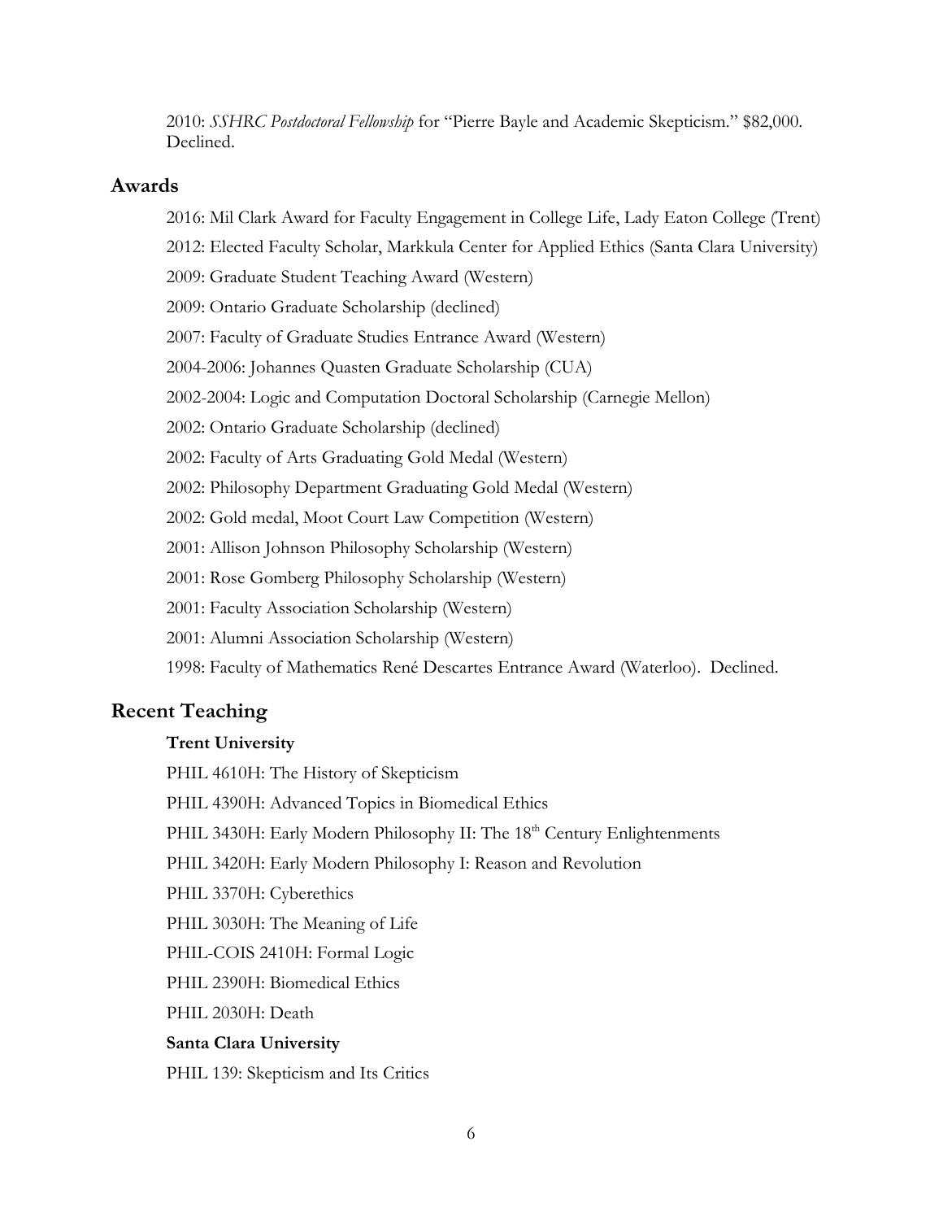2010: *SSHRC Postdoctoral Fellowship* for "Pierre Bayle and Academic Skepticism." $82,000. Declined.

## Awards

2016: Mil Clark Award for Faculty Engagement in College Life, Lady Eaton College (Trent)

2012: Elected Faculty Scholar, Markkula Center for Applied Ethics (Santa Clara University)

2009: Graduate Student Teaching Award (Western)

2009: Ontario Graduate Scholarship (declined)

2007: Faculty of Graduate Studies Entrance Award (Western)

2004-2006: Johannes Quasten Graduate Scholarship (CUA)

2002-2004: Logic and Computation Doctoral Scholarship (Carnegie Mellon)

2002: Ontario Graduate Scholarship (declined)

2002: Faculty of Arts Graduating Gold Medal (Western)

2002: Philosophy Department Graduating Gold Medal (Western)

2002: Gold medal, Moot Court Law Competition (Western)

2001: Allison Johnson Philosophy Scholarship (Western)

2001: Rose Gomberg Philosophy Scholarship (Western)

2001: Faculty Association Scholarship (Western)

2001: Alumni Association Scholarship (Western)

1998: Faculty of Mathematics René Descartes Entrance Award (Waterloo). Declined.

## Recent Teaching

**Trent University**

PHIL 4610H: The History of Skepticism

PHIL 4390H: Advanced Topics in Biomedical Ethics

PHIL 3430H: Early Modern Philosophy II: The 18th Century Enlightenments

PHIL 3420H: Early Modern Philosophy I: Reason and Revolution

PHIL 3370H: Cyberethics

PHIL 3030H: The Meaning of Life

PHIL-COIS 2410H: Formal Logic

PHIL 2390H: Biomedical Ethics

PHIL 2030H: Death

**Santa Clara University**

PHIL 139: Skepticism and Its Critics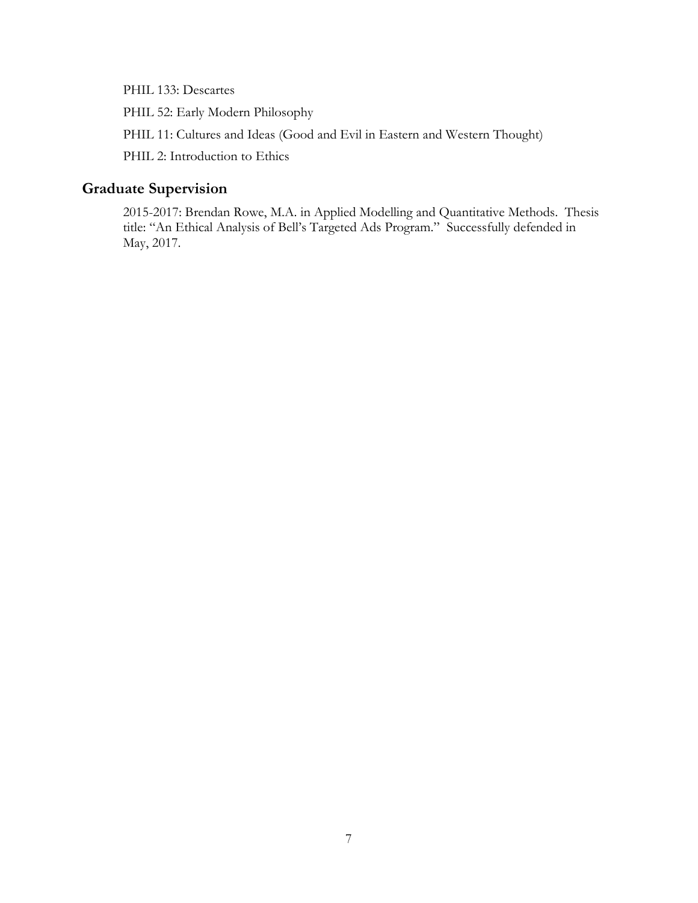PHIL 133: Descartes

PHIL 52: Early Modern Philosophy

PHIL 11: Cultures and Ideas (Good and Evil in Eastern and Western Thought)

PHIL 2: Introduction to Ethics

## Graduate Supervision

2015-2017: Brendan Rowe, M.A. in Applied Modelling and Quantitative Methods. Thesis title: "An Ethical Analysis of Bell's Targeted Ads Program." Successfully defended in May, 2017.